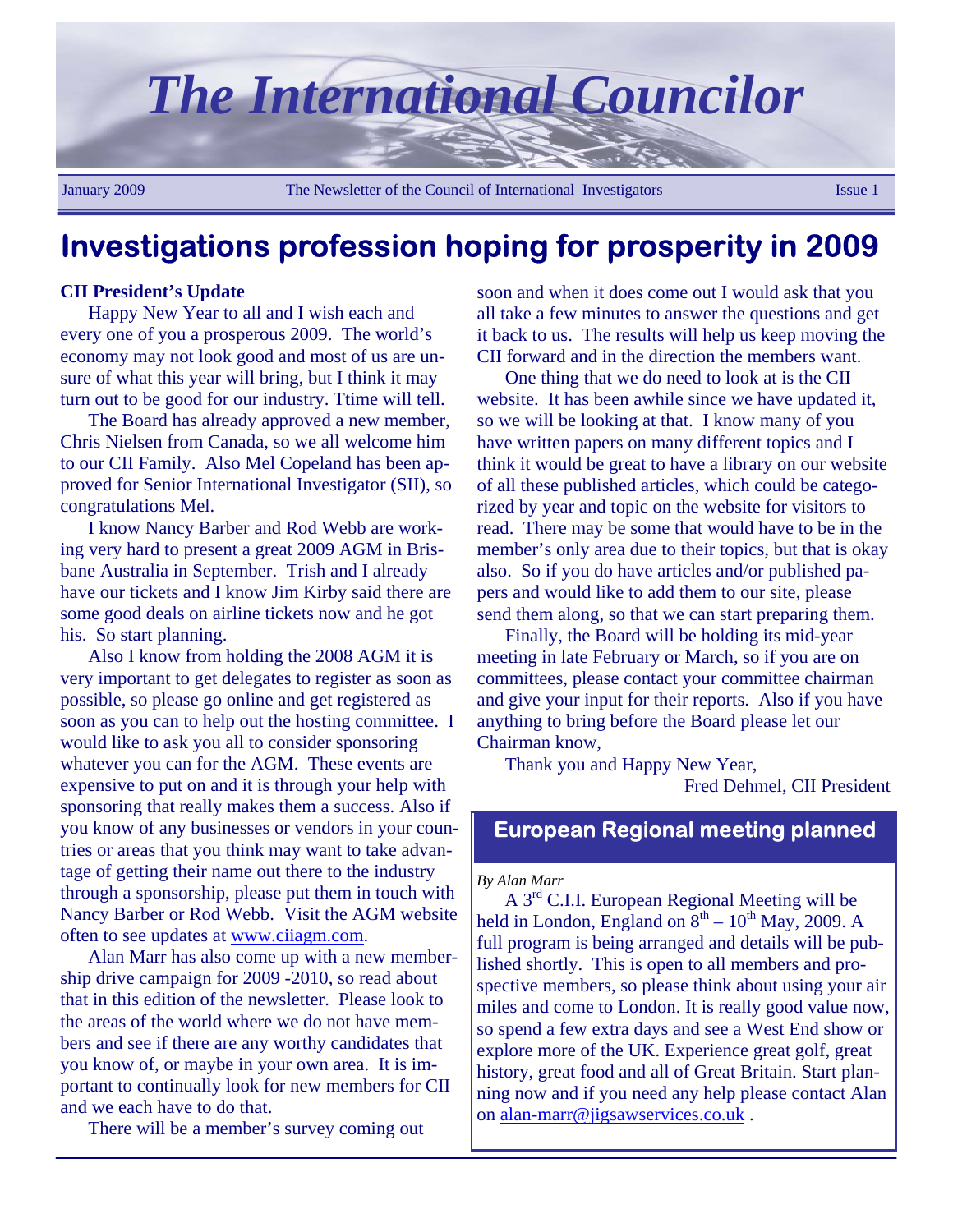# The International Councilor

January 2009 — The Newsletter of the Council of International Investigators — Issue 1

# Investigations profession hoping for prosperity in 2009

**CII President's Update**

Happy New Year to all and I wish each and every one of you a prosperous 2009. The world's economy may not look good and most of us are unsure of what this year will bring, but I think it may turn out to be good for our industry. Ttime will tell.

The Board has already approved a new member, Chris Nielsen from Canada, so we all welcome him to our CII Family. Also Mel Copeland has been approved for Senior International Investigator (SII), so congratulations Mel.

I know Nancy Barber and Rod Webb are working very hard to present a great 2009 AGM in Brisbane Australia in September. Trish and I already have our tickets and I know Jim Kirby said there are some good deals on airline tickets now and he got his. So start planning.

Also I know from holding the 2008 AGM it is very important to get delegates to register as soon as possible, so please go online and get registered as soon as you can to help out the hosting committee. I would like to ask you all to consider sponsoring whatever you can for the AGM. These events are expensive to put on and it is through your help with sponsoring that really makes them a success. Also if you know of any businesses or vendors in your countries or areas that you think may want to take advantage of getting their name out there to the industry through a sponsorship, please put them in touch with Nancy Barber or Rod Webb. Visit the AGM website often to see updates at www.ciiagm.com.

Alan Marr has also come up with a new membership drive campaign for 2009 -2010, so read about that in this edition of the newsletter. Please look to the areas of the world where we do not have members and see if there are any worthy candidates that you know of, or maybe in your own area. It is important to continually look for new members for CII and we each have to do that.

There will be a member's survey coming out soon and when it does come out I would ask that you all take a few minutes to answer the questions and get it back to us. The results will help us keep moving the CII forward and in the direction the members want.

One thing that we do need to look at is the CII website. It has been awhile since we have updated it, so we will be looking at that. I know many of you have written papers on many different topics and I think it would be great to have a library on our website of all these published articles, which could be categorized by year and topic on the website for visitors to read. There may be some that would have to be in the member's only area due to their topics, but that is okay also. So if you do have articles and/or published papers and would like to add them to our site, please send them along, so that we can start preparing them.

Finally, the Board will be holding its mid-year meeting in late February or March, so if you are on committees, please contact your committee chairman and give your input for their reports. Also if you have anything to bring before the Board please let our Chairman know,

Thank you and Happy New Year,

Fred Dehmel, CII President

## European Regional meeting planned

*By Alan Marr*

A 3rd C.I.I. European Regional Meeting will be held in London, England on 8th – 10th May, 2009. A full program is being arranged and details will be published shortly. This is open to all members and prospective members, so please think about using your air miles and come to London. It is really good value now, so spend a few extra days and see a West End show or explore more of the UK. Experience great golf, great history, great food and all of Great Britain. Start planning now and if you need any help please contact Alan on alan-marr@jigsawservices.co.uk .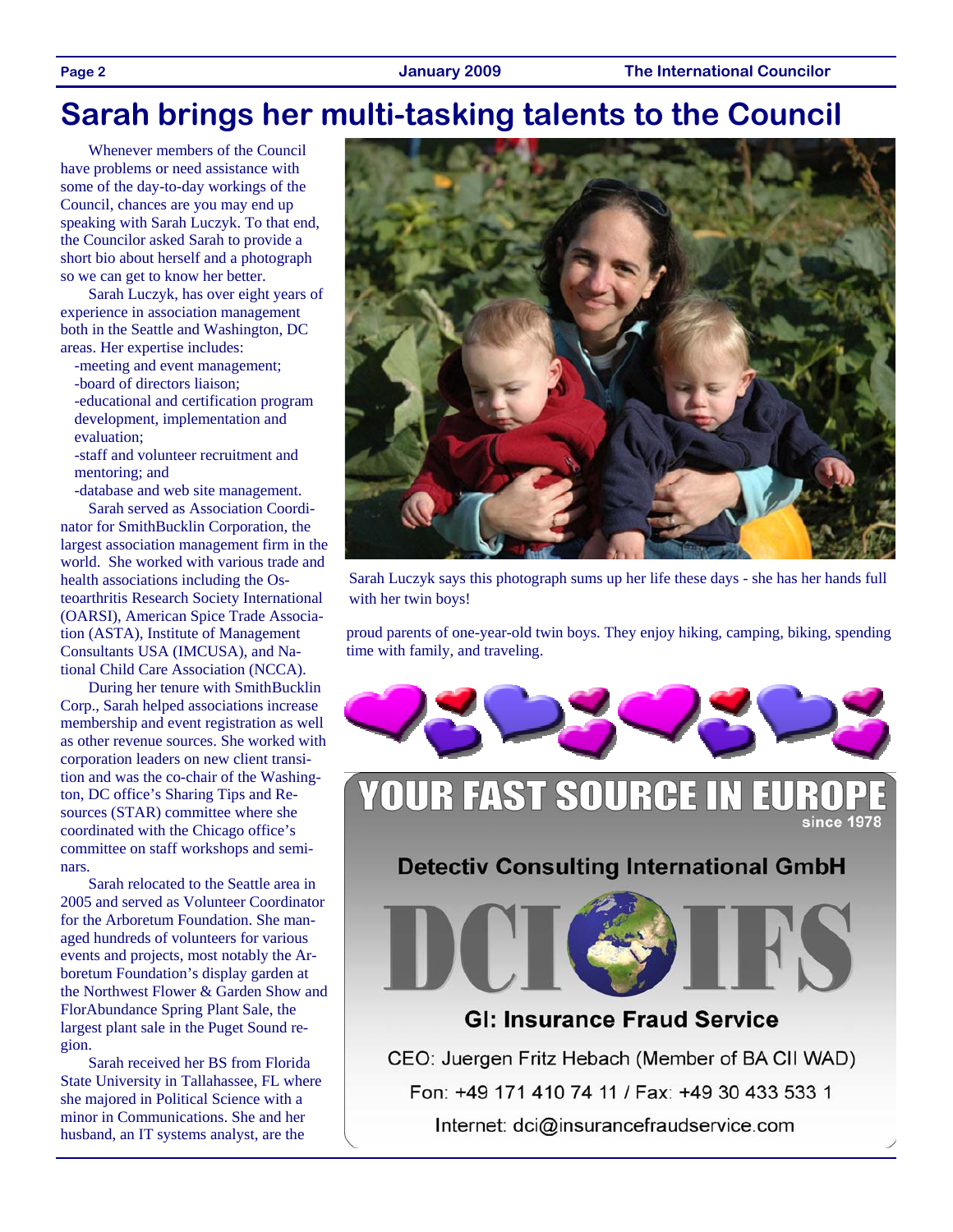# Sarah brings her multi-tasking talents to the Council

Whenever members of the Council have problems or need assistance with some of the day-to-day workings of the Council, chances are you may end up speaking with Sarah Luczyk. To that end, the Councilor asked Sarah to provide a short bio about herself and a photograph so we can get to know her better.

Sarah Luczyk, has over eight years of experience in association management both in the Seattle and Washington, DC areas. Her expertise includes:

- -meeting and event management;
- -board of directors liaison;
- -educational and certification program development, implementation and evaluation;
- -staff and volunteer recruitment and mentoring; and
- -database and web site management.

Sarah served as Association Coordinator for SmithBucklin Corporation, the largest association management firm in the world. She worked with various trade and health associations including the Osteoarthritis Research Society International (OARSI), American Spice Trade Association (ASTA), Institute of Management Consultants USA (IMCUSA), and National Child Care Association (NCCA).

During her tenure with SmithBucklin Corp., Sarah helped associations increase membership and event registration as well as other revenue sources. She worked with corporation leaders on new client transition and was the co-chair of the Washington, DC office's Sharing Tips and Resources (STAR) committee where she coordinated with the Chicago office's committee on staff workshops and seminars.

Sarah relocated to the Seattle area in 2005 and served as Volunteer Coordinator for the Arboretum Foundation. She managed hundreds of volunteers for various events and projects, most notably the Arboretum Foundation's display garden at the Northwest Flower & Garden Show and FlorAbundance Spring Plant Sale, the largest plant sale in the Puget Sound region.

Sarah received her BS from Florida State University in Tallahassee, FL where she majored in Political Science with a minor in Communications. She and her husband, an IT systems analyst, are the proud parents of one-year-old twin boys. They enjoy hiking, camping, biking, spending time with family, and traveling.

Sarah Luczyk says this photograph sums up her life these days - she has her hands full with her twin boys!

**YOUR FAST SOURCE IN EUROPE** since 1978

**Detectiv Consulting International GmbH**

**DCI IFS**

**GI: Insurance Fraud Service**

CEO: Juergen Fritz Hebach (Member of BA CII WAD)

Fon: +49 171 410 74 11 / Fax: +49 30 433 533 1

Internet: dci@insurancefraudservice.com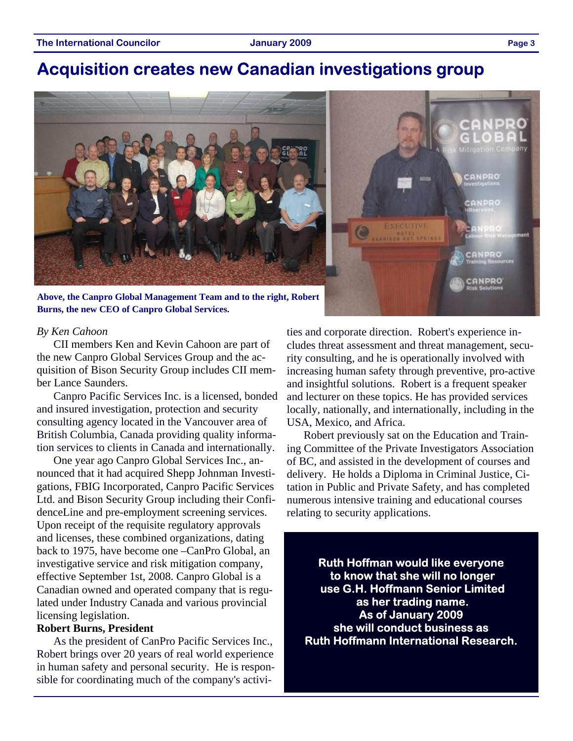# Acquisition creates new Canadian investigations group

**Above, the Canpro Global Management Team and to the right, Robert Burns, the new CEO of Canpro Global Services.**

*By Ken Cahoon*

CII members Ken and Kevin Cahoon are part of the new Canpro Global Services Group and the acquisition of Bison Security Group includes CII member Lance Saunders.

Canpro Pacific Services Inc. is a licensed, bonded and insured investigation, protection and security consulting agency located in the Vancouver area of British Columbia, Canada providing quality information services to clients in Canada and internationally.

One year ago Canpro Global Services Inc., announced that it had acquired Shepp Johnman Investigations, FBIG Incorporated, Canpro Pacific Services Ltd. and Bison Security Group including their ConfidenceLine and pre-employment screening services. Upon receipt of the requisite regulatory approvals and licenses, these combined organizations, dating back to 1975, have become one –CanPro Global, an investigative service and risk mitigation company, effective September 1st, 2008. Canpro Global is a Canadian owned and operated company that is regulated under Industry Canada and various provincial licensing legislation.

**Robert Burns, President**

As the president of CanPro Pacific Services Inc., Robert brings over 20 years of real world experience in human safety and personal security. He is responsible for coordinating much of the company's activities and corporate direction. Robert's experience includes threat assessment and threat management, security consulting, and he is operationally involved with increasing human safety through preventive, pro-active and insightful solutions. Robert is a frequent speaker and lecturer on these topics. He has provided services locally, nationally, and internationally, including in the USA, Mexico, and Africa.

Robert previously sat on the Education and Training Committee of the Private Investigators Association of BC, and assisted in the development of courses and delivery. He holds a Diploma in Criminal Justice, Citation in Public and Private Safety, and has completed numerous intensive training and educational courses relating to security applications.

**Ruth Hoffman would like everyone to know that she will no longer use G.H. Hoffmann Senior Limited as her trading name. As of January 2009 she will conduct business as Ruth Hoffmann International Research.**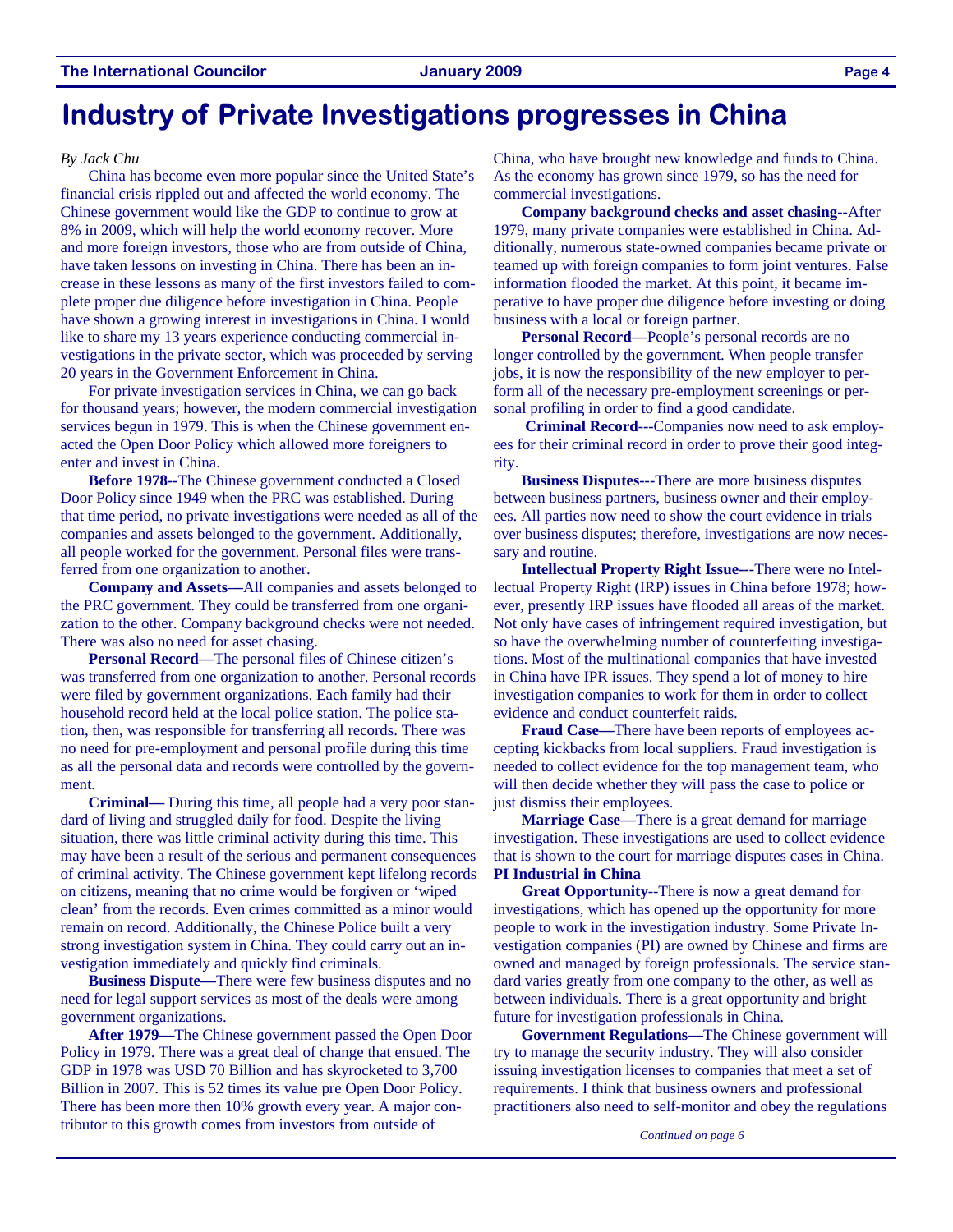# Industry of Private Investigations progresses in China

*By Jack Chu*

China has become even more popular since the United State's financial crisis rippled out and affected the world economy. The Chinese government would like the GDP to continue to grow at 8% in 2009, which will help the world economy recover. More and more foreign investors, those who are from outside of China, have taken lessons on investing in China. There has been an increase in these lessons as many of the first investors failed to complete proper due diligence before investigation in China. People have shown a growing interest in investigations in China. I would like to share my 13 years experience conducting commercial investigations in the private sector, which was proceeded by serving 20 years in the Government Enforcement in China.

For private investigation services in China, we can go back for thousand years; however, the modern commercial investigation services begun in 1979. This is when the Chinese government enacted the Open Door Policy which allowed more foreigners to enter and invest in China.

**Before 1978**--The Chinese government conducted a Closed Door Policy since 1949 when the PRC was established. During that time period, no private investigations were needed as all of the companies and assets belonged to the government. Additionally, all people worked for the government. Personal files were transferred from one organization to another.

**Company and Assets—**All companies and assets belonged to the PRC government. They could be transferred from one organization to the other. Company background checks were not needed. There was also no need for asset chasing.

**Personal Record—**The personal files of Chinese citizen's was transferred from one organization to another. Personal records were filed by government organizations. Each family had their household record held at the local police station. The police station, then, was responsible for transferring all records. There was no need for pre-employment and personal profile during this time as all the personal data and records were controlled by the government.

**Criminal—** During this time, all people had a very poor standard of living and struggled daily for food. Despite the living situation, there was little criminal activity during this time. This may have been a result of the serious and permanent consequences of criminal activity. The Chinese government kept lifelong records on citizens, meaning that no crime would be forgiven or 'wiped clean' from the records. Even crimes committed as a minor would remain on record. Additionally, the Chinese Police built a very strong investigation system in China. They could carry out an investigation immediately and quickly find criminals.

**Business Dispute—**There were few business disputes and no need for legal support services as most of the deals were among government organizations.

**After 1979—**The Chinese government passed the Open Door Policy in 1979. There was a great deal of change that ensued. The GDP in 1978 was USD 70 Billion and has skyrocketed to 3,700 Billion in 2007. This is 52 times its value pre Open Door Policy. There has been more then 10% growth every year. A major contributor to this growth comes from investors from outside of China, who have brought new knowledge and funds to China. As the economy has grown since 1979, so has the need for commercial investigations.

**Company background checks and asset chasing--**After 1979, many private companies were established in China. Additionally, numerous state-owned companies became private or teamed up with foreign companies to form joint ventures. False information flooded the market. At this point, it became imperative to have proper due diligence before investing or doing business with a local or foreign partner.

**Personal Record—**People's personal records are no longer controlled by the government. When people transfer jobs, it is now the responsibility of the new employer to perform all of the necessary pre-employment screenings or personal profiling in order to find a good candidate.

**Criminal Record**---Companies now need to ask employees for their criminal record in order to prove their good integrity.

**Business Disputes---**There are more business disputes between business partners, business owner and their employees. All parties now need to show the court evidence in trials over business disputes; therefore, investigations are now necessary and routine.

**Intellectual Property Right Issue---**There were no Intellectual Property Right (IRP) issues in China before 1978; however, presently IRP issues have flooded all areas of the market. Not only have cases of infringement required investigation, but so have the overwhelming number of counterfeiting investigations. Most of the multinational companies that have invested in China have IPR issues. They spend a lot of money to hire investigation companies to work for them in order to collect evidence and conduct counterfeit raids.

**Fraud Case—**There have been reports of employees accepting kickbacks from local suppliers. Fraud investigation is needed to collect evidence for the top management team, who will then decide whether they will pass the case to police or just dismiss their employees.

**Marriage Case—**There is a great demand for marriage investigation. These investigations are used to collect evidence that is shown to the court for marriage disputes cases in China.

**PI Industrial in China**

**Great Opportunity**--There is now a great demand for investigations, which has opened up the opportunity for more people to work in the investigation industry. Some Private Investigation companies (PI) are owned by Chinese and firms are owned and managed by foreign professionals. The service standard varies greatly from one company to the other, as well as between individuals. There is a great opportunity and bright future for investigation professionals in China.

**Government Regulations—**The Chinese government will try to manage the security industry. They will also consider issuing investigation licenses to companies that meet a set of requirements. I think that business owners and professional practitioners also need to self-monitor and obey the regulations

*Continued on page 6*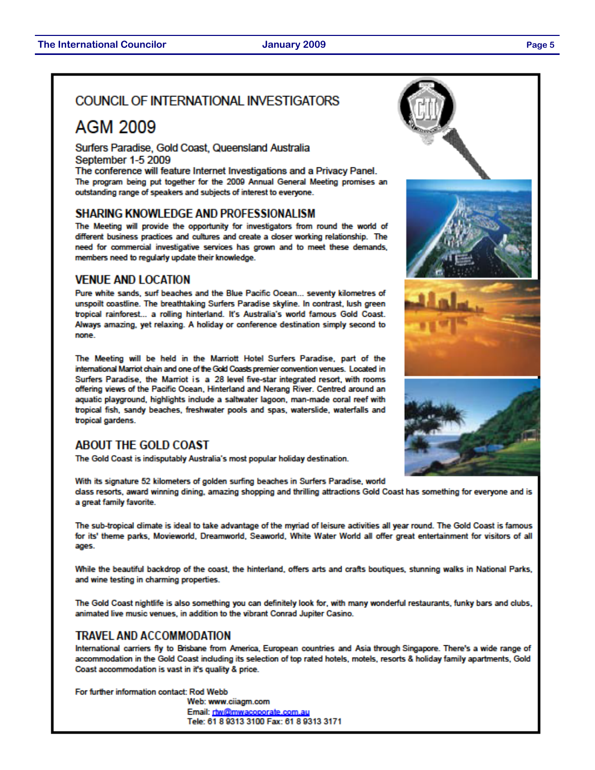# COUNCIL OF INTERNATIONAL INVESTIGATORS

# AGM 2009

Surfers Paradise, Gold Coast, Queensland Australia
September 1-5 2009
The conference will feature Internet Investigations and a Privacy Panel.

The program being put together for the 2009 Annual General Meeting promises an outstanding range of speakers and subjects of interest to everyone.

## SHARING KNOWLEDGE AND PROFESSIONALISM

The Meeting will provide the opportunity for investigators from round the world of different business practices and cultures and create a closer working relationship. The need for commercial investigative services has grown and to meet these demands, members need to regularly update their knowledge.

## VENUE AND LOCATION

Pure white sands, surf beaches and the Blue Pacific Ocean... seventy kilometres of unspoilt coastline. The breathtaking Surfers Paradise skyline. In contrast, lush green tropical rainforest... a rolling hinterland. It's Australia's world famous Gold Coast. Always amazing, yet relaxing. A holiday or conference destination simply second to none.

The Meeting will be held in the Marriott Hotel Surfers Paradise, part of the international Marriot chain and one of the Gold Coasts premier convention venues. Located in Surfers Paradise, the Marriot is a 28 level five-star integrated resort, with rooms offering views of the Pacific Ocean, Hinterland and Nerang River. Centred around an aquatic playground, highlights include a saltwater lagoon, man-made coral reef with tropical fish, sandy beaches, freshwater pools and spas, waterslide, waterfalls and tropical gardens.

## ABOUT THE GOLD COAST

The Gold Coast is indisputably Australia's most popular holiday destination.

With its signature 52 kilometers of golden surfing beaches in Surfers Paradise, world class resorts, award winning dining, amazing shopping and thrilling attractions Gold Coast has something for everyone and is a great family favorite.

The sub-tropical climate is ideal to take advantage of the myriad of leisure activities all year round. The Gold Coast is famous for its' theme parks, Movieworld, Dreamworld, Seaworld, White Water World all offer great entertainment for visitors of all ages.

While the beautiful backdrop of the coast, the hinterland, offers arts and crafts boutiques, stunning walks in National Parks, and wine testing in charming properties.

The Gold Coast nightlife is also something you can definitely look for, with many wonderful restaurants, funky bars and clubs, animated live music venues, in addition to the vibrant Conrad Jupiter Casino.

## TRAVEL AND ACCOMMODATION

International carriers fly to Brisbane from America, European countries and Asia through Singapore. There's a wide range of accommodation in the Gold Coast including its selection of top rated hotels, motels, resorts & holiday family apartments, Gold Coast accommodation is vast in it's quality & price.

For further information contact: Rod Webb
Web: www.ciiagm.com
Email: rtw@mwacoporate.com.au
Tele: 61 8 9313 3100 Fax: 61 8 9313 3171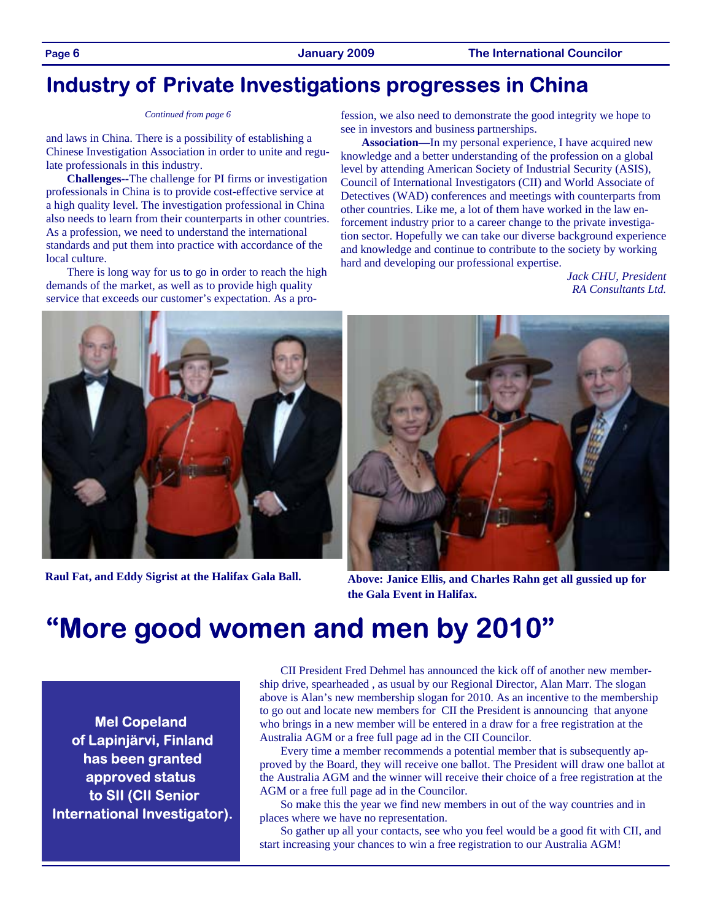# Industry of Private Investigations progresses in China

*Continued from page 6*

and laws in China. There is a possibility of establishing a Chinese Investigation Association in order to unite and regulate professionals in this industry.

**Challenges--**The challenge for PI firms or investigation professionals in China is to provide cost-effective service at a high quality level. The investigation professional in China also needs to learn from their counterparts in other countries. As a profession, we need to understand the international standards and put them into practice with accordance of the local culture.

There is long way for us to go in order to reach the high demands of the market, as well as to provide high quality service that exceeds our customer's expectation. As a profession, we also need to demonstrate the good integrity we hope to see in investors and business partnerships.

**Association—**In my personal experience, I have acquired new knowledge and a better understanding of the profession on a global level by attending American Society of Industrial Security (ASIS), Council of International Investigators (CII) and World Associate of Detectives (WAD) conferences and meetings with counterparts from other countries. Like me, a lot of them have worked in the law enforcement industry prior to a career change to the private investigation sector. Hopefully we can take our diverse background experience and knowledge and continue to contribute to the society by working hard and developing our professional expertise.

*Jack CHU, President*
*RA Consultants Ltd.*

**Raul Fat, and Eddy Sigrist at the Halifax Gala Ball.**

**Above: Janice Ellis, and Charles Rahn get all gussied up for the Gala Event in Halifax.**

# "More good women and men by 2010"

**Mel Copeland of Lapinjärvi, Finland has been granted approved status to SII (CII Senior International Investigator).**

CII President Fred Dehmel has announced the kick off of another new membership drive, spearheaded , as usual by our Regional Director, Alan Marr. The slogan above is Alan's new membership slogan for 2010. As an incentive to the membership to go out and locate new members for CII the President is announcing that anyone who brings in a new member will be entered in a draw for a free registration at the Australia AGM or a free full page ad in the CII Councilor.

Every time a member recommends a potential member that is subsequently approved by the Board, they will receive one ballot. The President will draw one ballot at the Australia AGM and the winner will receive their choice of a free registration at the AGM or a free full page ad in the Councilor.

So make this the year we find new members in out of the way countries and in places where we have no representation.

So gather up all your contacts, see who you feel would be a good fit with CII, and start increasing your chances to win a free registration to our Australia AGM!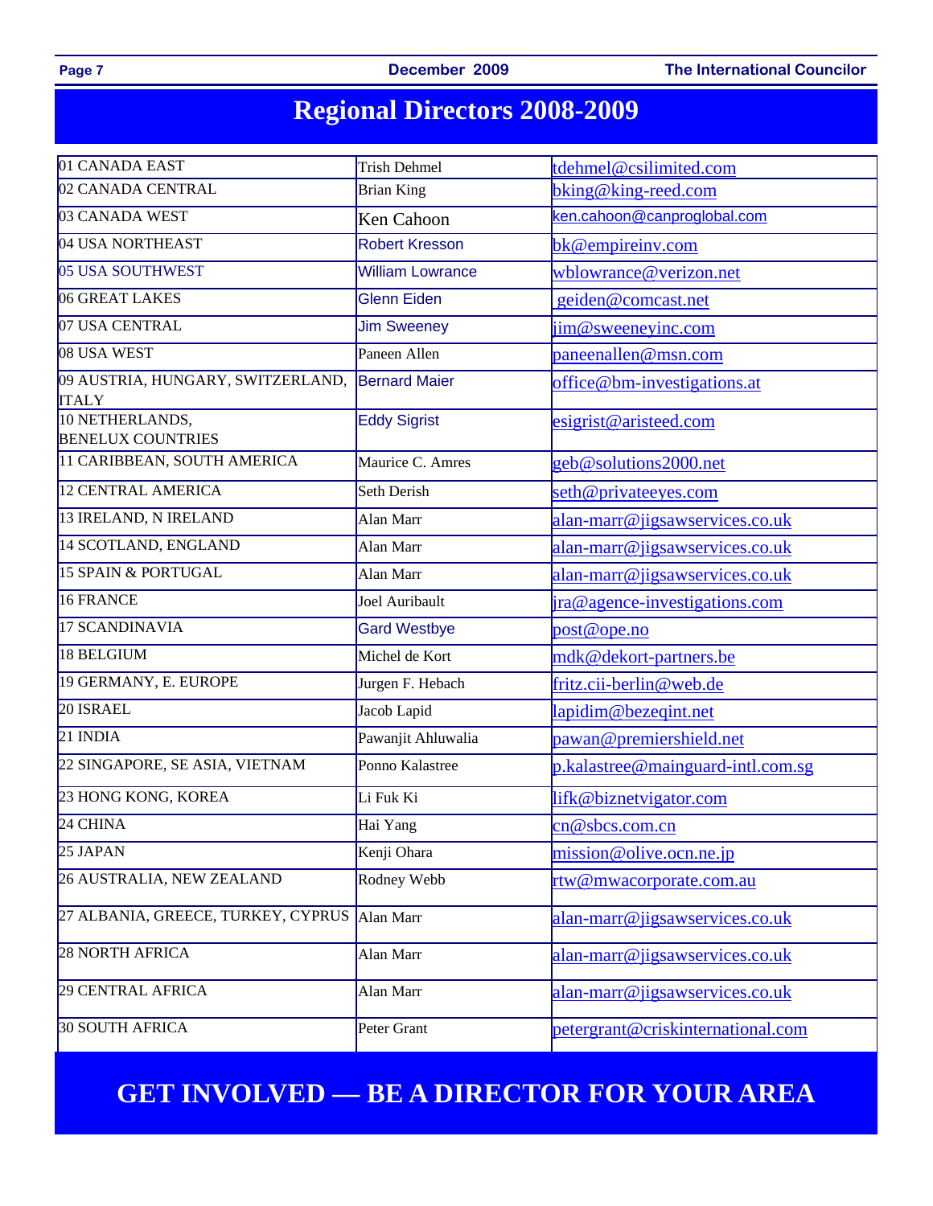# Regional Directors 2008-2009

| Region | Director | Email |
|---|---|---|
| 01 CANADA EAST | Trish Dehmel | tdehmel@csilimited.com |
| 02 CANADA CENTRAL | Brian King | bking@king-reed.com |
| 03 CANADA WEST | Ken Cahoon | ken.cahoon@canproglobal.com |
| 04 USA NORTHEAST | Robert Kresson | bk@empireinv.com |
| 05 USA SOUTHWEST | William Lowrance | wblowrance@verizon.net |
| 06 GREAT LAKES | Glenn Eiden | geiden@comcast.net |
| 07 USA CENTRAL | Jim Sweeney | jim@sweeneyinc.com |
| 08 USA WEST | Paneen Allen | paneenallen@msn.com |
| 09 AUSTRIA, HUNGARY, SWITZERLAND, ITALY | Bernard Maier | office@bm-investigations.at |
| 10 NETHERLANDS, BENELUX COUNTRIES | Eddy Sigrist | esigrist@aristeed.com |
| 11 CARIBBEAN, SOUTH AMERICA | Maurice C. Amres | geb@solutions2000.net |
| 12 CENTRAL AMERICA | Seth Derish | seth@privateeyes.com |
| 13 IRELAND, N IRELAND | Alan Marr | alan-marr@jigsawservices.co.uk |
| 14 SCOTLAND, ENGLAND | Alan Marr | alan-marr@jigsawservices.co.uk |
| 15 SPAIN & PORTUGAL | Alan Marr | alan-marr@jigsawservices.co.uk |
| 16 FRANCE | Joel Auribault | jra@agence-investigations.com |
| 17 SCANDINAVIA | Gard Westbye | post@ope.no |
| 18 BELGIUM | Michel de Kort | mdk@dekort-partners.be |
| 19 GERMANY, E. EUROPE | Jurgen F. Hebach | fritz.cii-berlin@web.de |
| 20 ISRAEL | Jacob Lapid | lapidim@bezeqint.net |
| 21 INDIA | Pawanjit Ahluwalia | pawan@premiershield.net |
| 22 SINGAPORE, SE ASIA, VIETNAM | Ponno Kalastree | p.kalastree@mainguard-intl.com.sg |
| 23 HONG KONG, KOREA | Li Fuk Ki | lifk@biznetvigator.com |
| 24 CHINA | Hai Yang | cn@sbcs.com.cn |
| 25 JAPAN | Kenji Ohara | mission@olive.ocn.ne.jp |
| 26 AUSTRALIA, NEW ZEALAND | Rodney Webb | rtw@mwacorporate.com.au |
| 27 ALBANIA, GREECE, TURKEY, CYPRUS | Alan Marr | alan-marr@jigsawservices.co.uk |
| 28 NORTH AFRICA | Alan Marr | alan-marr@jigsawservices.co.uk |
| 29 CENTRAL AFRICA | Alan Marr | alan-marr@jigsawservices.co.uk |
| 30 SOUTH AFRICA | Peter Grant | petergrant@criskinternational.com |

## GET INVOLVED — BE A DIRECTOR FOR YOUR AREA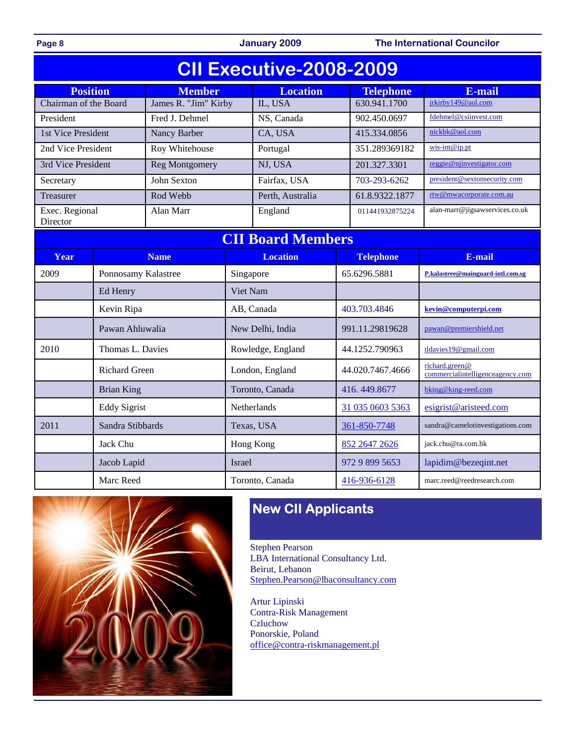# CII Executive-2008-2009

| Position | Member | Location | Telephone | E-mail |
|---|---|---|---|---|
| Chairman of the Board | James R. "Jim" Kirby | IL, USA | 630.941.1700 | jrkirby149@aol.com |
| President | Fred J. Dehmel | NS, Canada | 902.450.0697 | fdehmel@csiinvest.com |
| 1st Vice President | Nancy Barber | CA, USA | 415.334.0856 | nickbk@aol.com |
| 2nd Vice President | Roy Whitehouse | Portugal | 351.289369182 | wis-int@ip.pt |
| 3rd Vice President | Reg Montgomery | NJ, USA | 201.327.3301 | reggie@njinvestigator.com |
| Secretary | John Sexton | Fairfax, USA | 703-293-6262 | president@sextonsecurity.com |
| Treasurer | Rod Webb | Perth, Australia | 61.8.9322.1877 | rtw@mwacorporate.com.au |
| Exec. Regional Director | Alan Marr | England | 011441932875224 | alan-marr@jigsawservices.co.uk |

## CII Board Members

| Year | Name | Location | Telephone | E-mail |
|---|---|---|---|---|
| 2009 | Ponnosamy Kalastree | Singapore | 65.6296.5881 | **P.kalastree@mainguard-intl.com.sg** |
| | Ed Henry | Viet Nam | | |
| | Kevin Ripa | AB, Canada | 403.703.4846 | **kevin@computerpi.com** |
| | Pawan Ahluwalia | New Delhi, India | 991.11.29819628 | pawan@premiershield.net |
| 2010 | Thomas L. Davies | Rowledge, England | 44.1252.790963 | tldavies19@gmail.com |
| | Richard Green | London, England | 44.020.7467.4666 | richard.green@commercialintelligenceagency.com |
| | Brian King | Toronto, Canada | 416. 449.8677 | bking@king-reed.com |
| | Eddy Sigrist | Netherlands | 31 035 0603 5363 | esigrist@aristeed.com |
| 2011 | Sandra Stibbards | Texas, USA | 361-850-7748 | sandra@camelotinvestigations.com |
| | Jack Chu | Hong Kong | 852 2647 2626 | jack.chu@ra.com.hk |
| | Jacob Lapid | Israel | 972 9 899 5653 | lapidim@bezeqint.net |
| | Marc Reed | Toronto, Canada | 416-936-6128 | marc.reed@reedresearch.com |

## New CII Applicants

Stephen Pearson
LBA International Consultancy Ltd.
Beirut, Lebanon
Stephen.Pearson@lbaconsultancy.com

Artur Lipinski
Contra-Risk Management
Czluchow
Ponorskie, Poland
office@contra-riskmanagement.pl